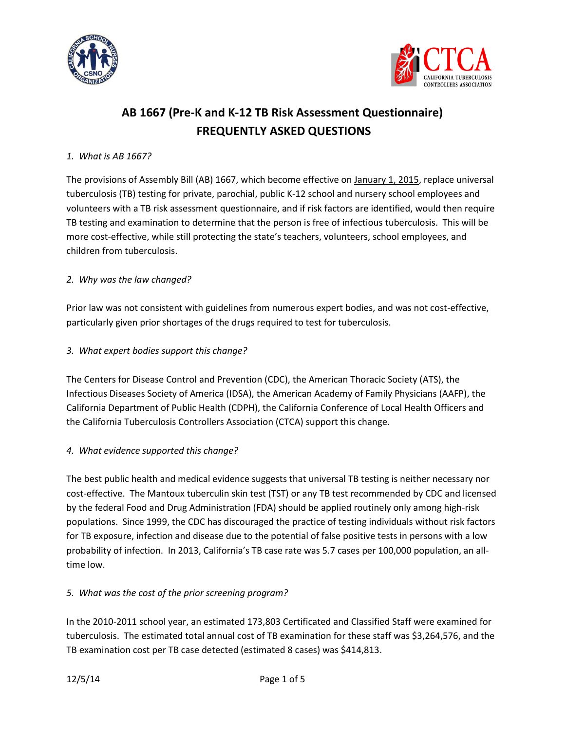# AB 1667 (Pre-K and K-12 TB Risk Assessment Questionnaire) FREQUENTLY ASKED QUESTIONS

*1. What is AB 1667?*

The provisions of Assembly Bill (AB) 1667, which become effective on January 1, 2015, replace universal tuberculosis (TB) testing for private, parochial, public K-12 school and nursery school employees and volunteers with a TB risk assessment questionnaire, and if risk factors are identified, would then require TB testing and examination to determine that the person is free of infectious tuberculosis. This will be more cost-effective, while still protecting the state's teachers, volunteers, school employees, and children from tuberculosis.

*2. Why was the law changed?*

Prior law was not consistent with guidelines from numerous expert bodies, and was not cost-effective, particularly given prior shortages of the drugs required to test for tuberculosis.

*3. What expert bodies support this change?*

The Centers for Disease Control and Prevention (CDC), the American Thoracic Society (ATS), the Infectious Diseases Society of America (IDSA), the American Academy of Family Physicians (AAFP), the California Department of Public Health (CDPH), the California Conference of Local Health Officers and the California Tuberculosis Controllers Association (CTCA) support this change.

*4. What evidence supported this change?*

The best public health and medical evidence suggests that universal TB testing is neither necessary nor cost-effective. The Mantoux tuberculin skin test (TST) or any TB test recommended by CDC and licensed by the federal Food and Drug Administration (FDA) should be applied routinely only among high-risk populations. Since 1999, the CDC has discouraged the practice of testing individuals without risk factors for TB exposure, infection and disease due to the potential of false positive tests in persons with a low probability of infection. In 2013, California's TB case rate was 5.7 cases per 100,000 population, an all-time low.

*5. What was the cost of the prior screening program?*

In the 2010-2011 school year, an estimated 173,803 Certificated and Classified Staff were examined for tuberculosis. The estimated total annual cost of TB examination for these staff was $3,264,576, and the TB examination cost per TB case detected (estimated 8 cases) was $414,813.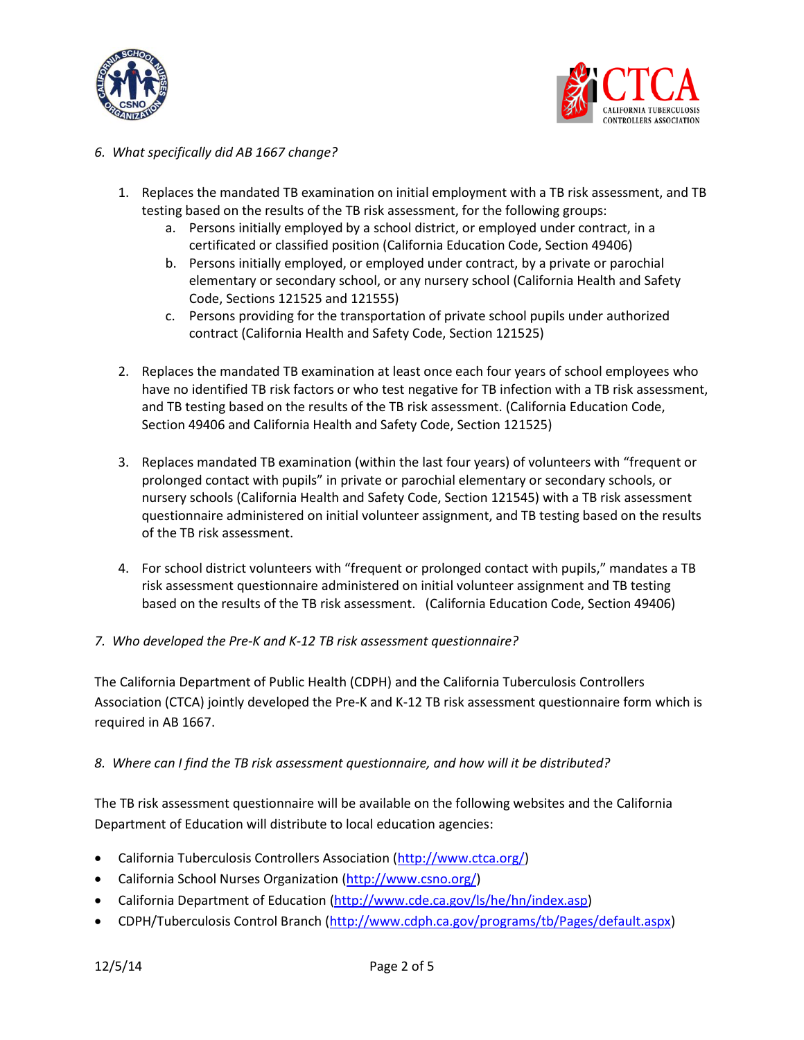*6. What specifically did AB 1667 change?*

1. Replaces the mandated TB examination on initial employment with a TB risk assessment, and TB testing based on the results of the TB risk assessment, for the following groups:
   a. Persons initially employed by a school district, or employed under contract, in a certificated or classified position (California Education Code, Section 49406)
   b. Persons initially employed, or employed under contract, by a private or parochial elementary or secondary school, or any nursery school (California Health and Safety Code, Sections 121525 and 121555)
   c. Persons providing for the transportation of private school pupils under authorized contract (California Health and Safety Code, Section 121525)

2. Replaces the mandated TB examination at least once each four years of school employees who have no identified TB risk factors or who test negative for TB infection with a TB risk assessment, and TB testing based on the results of the TB risk assessment. (California Education Code, Section 49406 and California Health and Safety Code, Section 121525)

3. Replaces mandated TB examination (within the last four years) of volunteers with "frequent or prolonged contact with pupils" in private or parochial elementary or secondary schools, or nursery schools (California Health and Safety Code, Section 121545) with a TB risk assessment questionnaire administered on initial volunteer assignment, and TB testing based on the results of the TB risk assessment.

4. For school district volunteers with "frequent or prolonged contact with pupils," mandates a TB risk assessment questionnaire administered on initial volunteer assignment and TB testing based on the results of the TB risk assessment. (California Education Code, Section 49406)

*7. Who developed the Pre-K and K-12 TB risk assessment questionnaire?*

The California Department of Public Health (CDPH) and the California Tuberculosis Controllers Association (CTCA) jointly developed the Pre-K and K-12 TB risk assessment questionnaire form which is required in AB 1667.

*8. Where can I find the TB risk assessment questionnaire, and how will it be distributed?*

The TB risk assessment questionnaire will be available on the following websites and the California Department of Education will distribute to local education agencies:

- California Tuberculosis Controllers Association (http://www.ctca.org/)
- California School Nurses Organization (http://www.csno.org/)
- California Department of Education (http://www.cde.ca.gov/ls/he/hn/index.asp)
- CDPH/Tuberculosis Control Branch (http://www.cdph.ca.gov/programs/tb/Pages/default.aspx)

12/5/14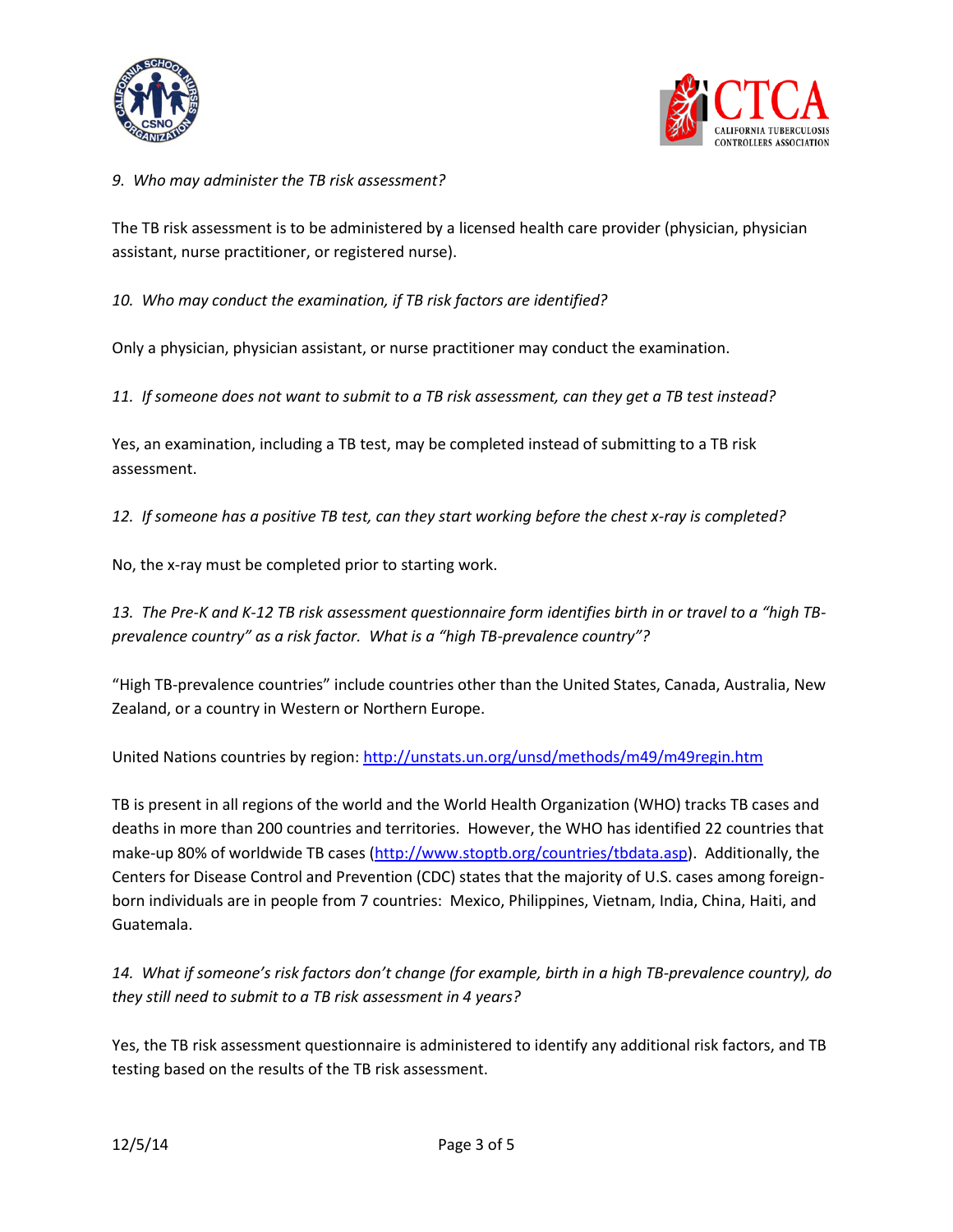*9. Who may administer the TB risk assessment?*

The TB risk assessment is to be administered by a licensed health care provider (physician, physician assistant, nurse practitioner, or registered nurse).

*10. Who may conduct the examination, if TB risk factors are identified?*

Only a physician, physician assistant, or nurse practitioner may conduct the examination.

*11. If someone does not want to submit to a TB risk assessment, can they get a TB test instead?*

Yes, an examination, including a TB test, may be completed instead of submitting to a TB risk assessment.

*12. If someone has a positive TB test, can they start working before the chest x-ray is completed?*

No, the x-ray must be completed prior to starting work.

*13. The Pre-K and K-12 TB risk assessment questionnaire form identifies birth in or travel to a "high TB-prevalence country" as a risk factor. What is a "high TB-prevalence country"?*

"High TB-prevalence countries" include countries other than the United States, Canada, Australia, New Zealand, or a country in Western or Northern Europe.

United Nations countries by region: [http://unstats.un.org/unsd/methods/m49/m49regin.htm](http://unstats.un.org/unsd/methods/m49/m49regin.htm)

TB is present in all regions of the world and the World Health Organization (WHO) tracks TB cases and deaths in more than 200 countries and territories. However, the WHO has identified 22 countries that make-up 80% of worldwide TB cases ([http://www.stoptb.org/countries/tbdata.asp](http://www.stoptb.org/countries/tbdata.asp)). Additionally, the Centers for Disease Control and Prevention (CDC) states that the majority of U.S. cases among foreign-born individuals are in people from 7 countries: Mexico, Philippines, Vietnam, India, China, Haiti, and Guatemala.

*14. What if someone's risk factors don't change (for example, birth in a high TB-prevalence country), do they still need to submit to a TB risk assessment in 4 years?*

Yes, the TB risk assessment questionnaire is administered to identify any additional risk factors, and TB testing based on the results of the TB risk assessment.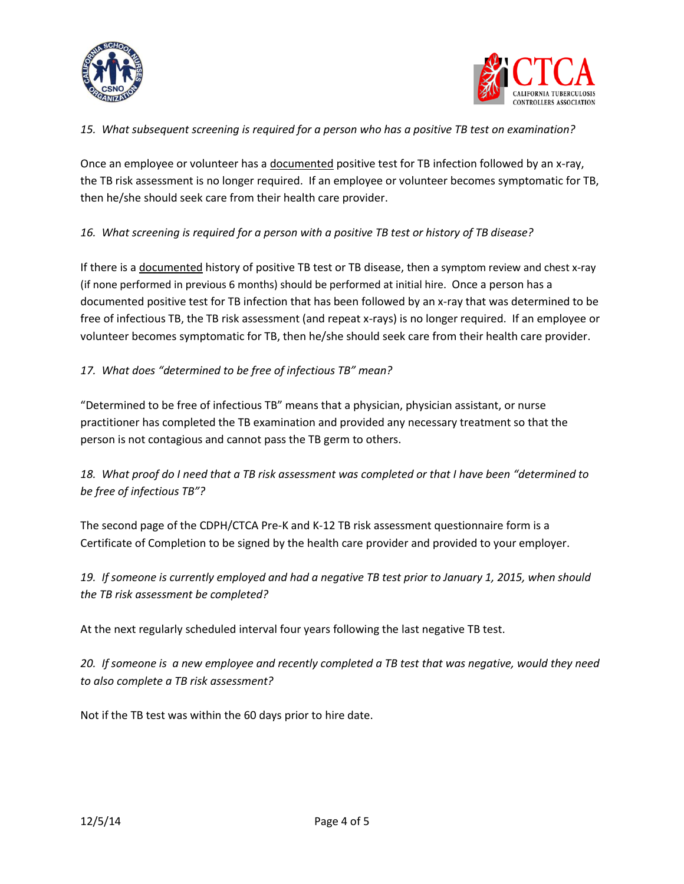*15. What subsequent screening is required for a person who has a positive TB test on examination?*

Once an employee or volunteer has a <u>documented</u> positive test for TB infection followed by an x-ray, the TB risk assessment is no longer required. If an employee or volunteer becomes symptomatic for TB, then he/she should seek care from their health care provider.

*16. What screening is required for a person with a positive TB test or history of TB disease?*

If there is a <u>documented</u> history of positive TB test or TB disease, then a symptom review and chest x-ray (if none performed in previous 6 months) should be performed at initial hire. Once a person has a documented positive test for TB infection that has been followed by an x-ray that was determined to be free of infectious TB, the TB risk assessment (and repeat x-rays) is no longer required. If an employee or volunteer becomes symptomatic for TB, then he/she should seek care from their health care provider.

*17. What does "determined to be free of infectious TB" mean?*

"Determined to be free of infectious TB" means that a physician, physician assistant, or nurse practitioner has completed the TB examination and provided any necessary treatment so that the person is not contagious and cannot pass the TB germ to others.

*18. What proof do I need that a TB risk assessment was completed or that I have been "determined to be free of infectious TB"?*

The second page of the CDPH/CTCA Pre-K and K-12 TB risk assessment questionnaire form is a Certificate of Completion to be signed by the health care provider and provided to your employer.

*19. If someone is currently employed and had a negative TB test prior to January 1, 2015, when should the TB risk assessment be completed?*

At the next regularly scheduled interval four years following the last negative TB test.

*20. If someone is a new employee and recently completed a TB test that was negative, would they need to also complete a TB risk assessment?*

Not if the TB test was within the 60 days prior to hire date.

12/5/14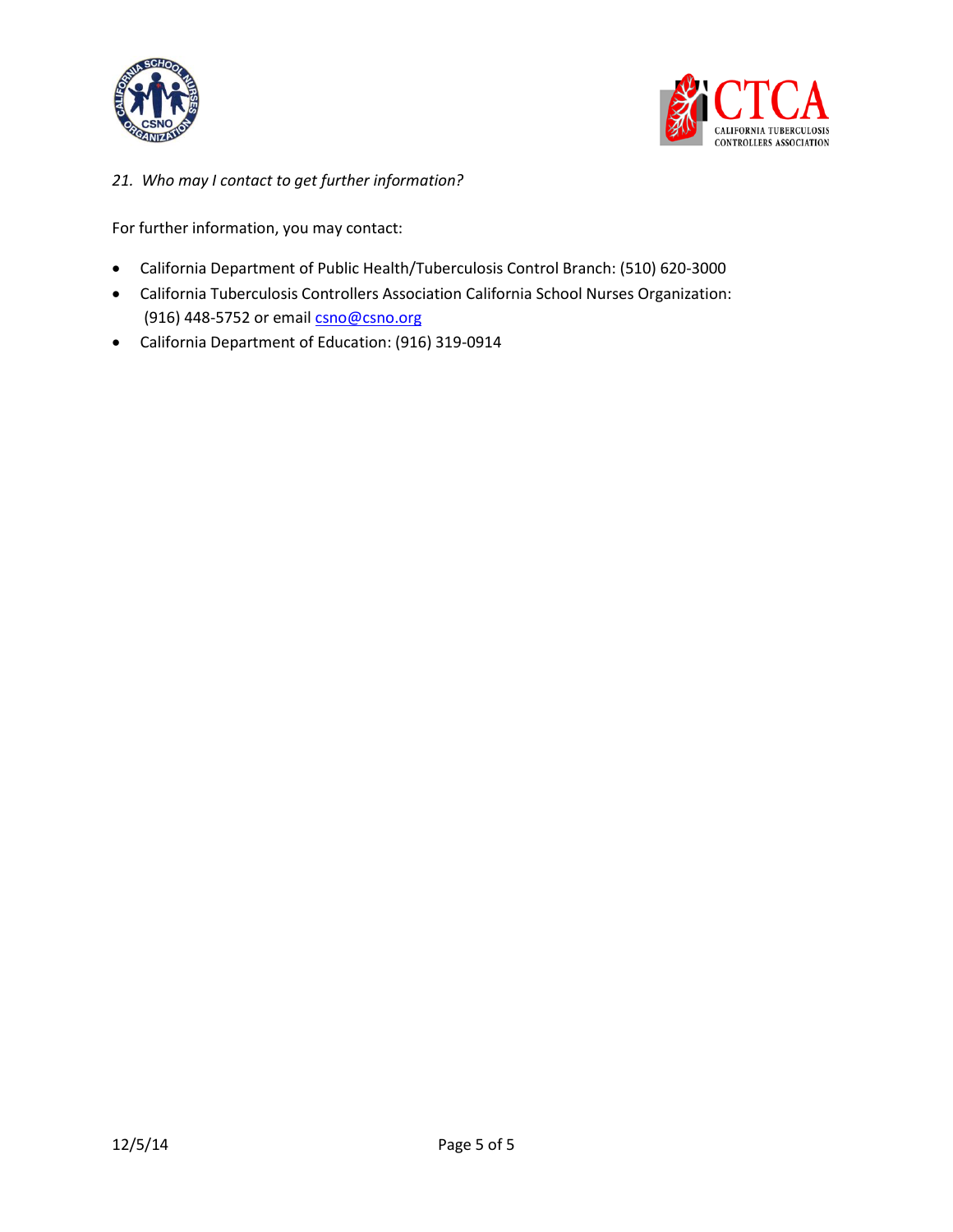*21. Who may I contact to get further information?*

For further information, you may contact:

- California Department of Public Health/Tuberculosis Control Branch: (510) 620-3000
- California Tuberculosis Controllers Association California School Nurses Organization: (916) 448-5752 or email csno@csno.org
- California Department of Education: (916) 319-0914